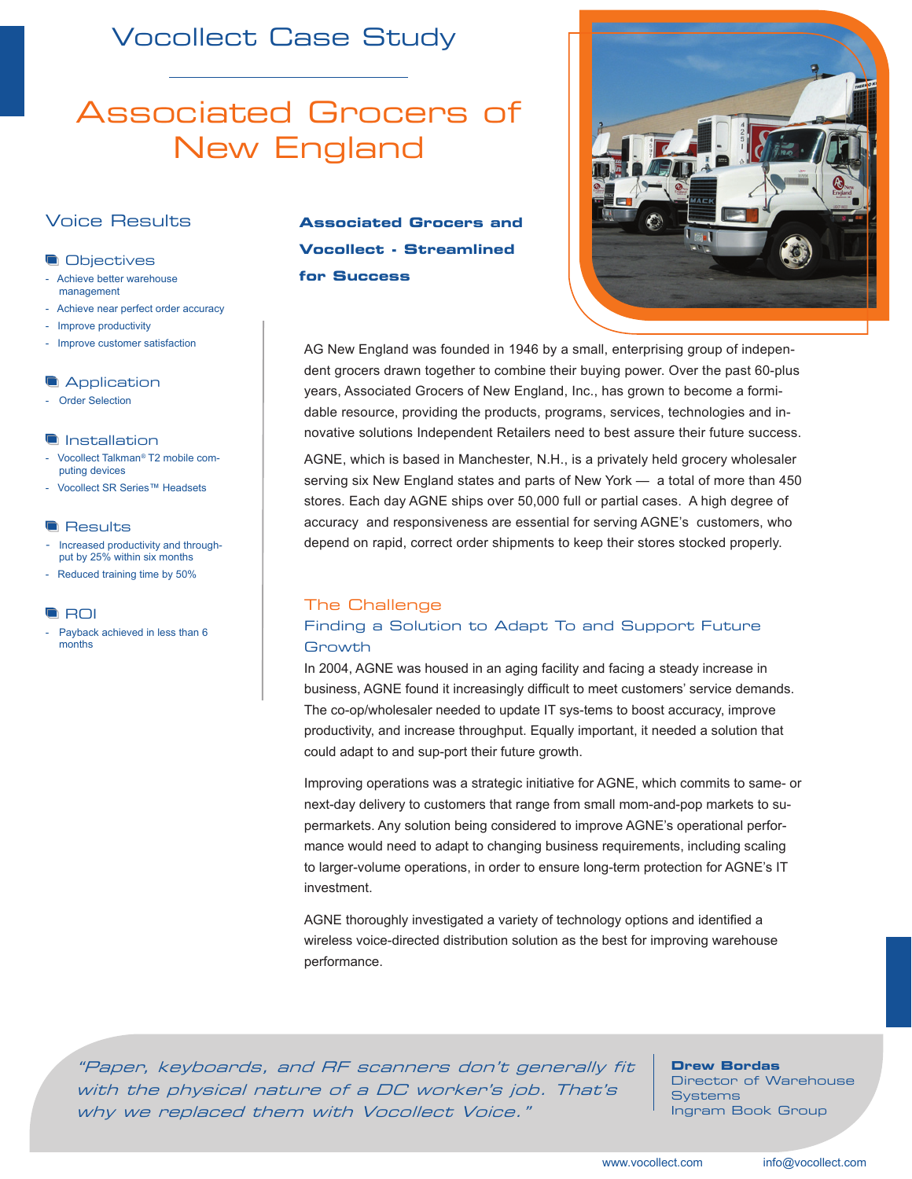# Vocollect Case Study

# Associated Grocers of New England

## Voice Results

### Objectives

- Achieve better warehouse management
- Achieve near perfect order accuracy
- Improve productivity
- Improve customer satisfaction

### Application

- Order Selection

### Installation

- Vocollect Talkman® T2 mobile computing devices
- Vocollect SR Series™ Headsets

### Results

- Increased productivity and throughput by 25% within six months
- Reduced training time by 50%

### ROI

- Payback achieved in less than 6 months

## Associated Grocers and Vocollect - Streamlined for Success

AG New England was founded in 1946 by a small, enterprising group of independent grocers drawn together to combine their buying power. Over the past 60-plus years, Associated Grocers of New England, Inc., has grown to become a formidable resource, providing the products, programs, services, technologies and innovative solutions Independent Retailers need to best assure their future success.

AGNE, which is based in Manchester, N.H., is a privately held grocery wholesaler serving six New England states and parts of New York — a total of more than 450 stores. Each day AGNE ships over 50,000 full or partial cases. A high degree of accuracy and responsiveness are essential for serving AGNE's customers, who depend on rapid, correct order shipments to keep their stores stocked properly.

## The Challenge

### Finding a Solution to Adapt To and Support Future Growth

In 2004, AGNE was housed in an aging facility and facing a steady increase in business, AGNE found it increasingly difficult to meet customers' service demands. The co-op/wholesaler needed to update IT sys-tems to boost accuracy, improve productivity, and increase throughput. Equally important, it needed a solution that could adapt to and sup-port their future growth.

Improving operations was a strategic initiative for AGNE, which commits to same- or next-day delivery to customers that range from small mom-and-pop markets to supermarkets. Any solution being considered to improve AGNE's operational performance would need to adapt to changing business requirements, including scaling to larger-volume operations, in order to ensure long-term protection for AGNE's IT investment.

AGNE thoroughly investigated a variety of technology options and identified a wireless voice-directed distribution solution as the best for improving warehouse performance.

*"Paper, keyboards, and RF scanners don't generally fit with the physical nature of a DC worker's job. That's why we replaced them with Vocollect Voice."*

**Drew Bordas**
Director of Warehouse Systems
Ingram Book Group

www.vocollect.com info@vocollect.com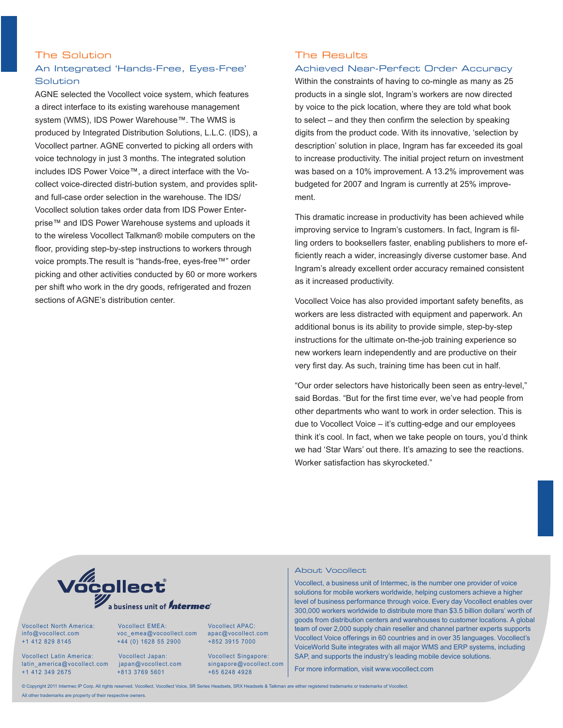## The Solution

### An Integrated 'Hands-Free, Eyes-Free' Solution

AGNE selected the Vocollect voice system, which features a direct interface to its existing warehouse management system (WMS), IDS Power Warehouse™. The WMS is produced by Integrated Distribution Solutions, L.L.C. (IDS), a Vocollect partner. AGNE converted to picking all orders with voice technology in just 3 months. The integrated solution includes IDS Power Voice™, a direct interface with the Vocollect voice-directed distri-bution system, and provides split- and full-case order selection in the warehouse. The IDS/Vocollect solution takes order data from IDS Power Enterprise™ and IDS Power Warehouse systems and uploads it to the wireless Vocollect Talkman® mobile computers on the floor, providing step-by-step instructions to workers through voice prompts.The result is "hands-free, eyes-free™" order picking and other activities conducted by 60 or more workers per shift who work in the dry goods, refrigerated and frozen sections of AGNE's distribution center.

## The Results

### Achieved Near-Perfect Order Accuracy

Within the constraints of having to co-mingle as many as 25 products in a single slot, Ingram's workers are now directed by voice to the pick location, where they are told what book to select – and they then confirm the selection by speaking digits from the product code. With its innovative, 'selection by description' solution in place, Ingram has far exceeded its goal to increase productivity. The initial project return on investment was based on a 10% improvement. A 13.2% improvement was budgeted for 2007 and Ingram is currently at 25% improvement.

This dramatic increase in productivity has been achieved while improving service to Ingram's customers. In fact, Ingram is filling orders to booksellers faster, enabling publishers to more efficiently reach a wider, increasingly diverse customer base. And Ingram's already excellent order accuracy remained consistent as it increased productivity.

Vocollect Voice has also provided important safety benefits, as workers are less distracted with equipment and paperwork. An additional bonus is its ability to provide simple, step-by-step instructions for the ultimate on-the-job training experience so new workers learn independently and are productive on their very first day. As such, training time has been cut in half.

"Our order selectors have historically been seen as entry-level," said Bordas. "But for the first time ever, we've had people from other departments who want to work in order selection. This is due to Vocollect Voice – it's cutting-edge and our employees think it's cool. In fact, when we take people on tours, you'd think we had 'Star Wars' out there. It's amazing to see the reactions. Worker satisfaction has skyrocketed."

Vocollect®
a business unit of Intermec

Vocollect North America:
info@vocollect.com
+1 412 829 8145

Vocollect EMEA:
voc_emea@vocoollect.com
+44 (0) 1628 55 2900

Vocollect APAC:
apac@vocollect.com
+852 3915 7000

Vocollect Latin America:
latin_america@vocollect.com
+1 412 349 2675

Vocollect Japan:
japan@vocollect.com
+813 3769 5601

Vocollect Singapore:
singapore@vocollect.com
+65 6248 4928

### About Vocollect

Vocollect, a business unit of Intermec, is the number one provider of voice solutions for mobile workers worldwide, helping customers achieve a higher level of business performance through voice. Every day Vocollect enables over 300,000 workers worldwide to distribute more than $3.5 billion dollars' worth of goods from distribution centers and warehouses to customer locations. A global team of over 2,000 supply chain reseller and channel partner experts supports Vocollect Voice offerings in 60 countries and in over 35 languages. Vocollect's VoiceWorld Suite integrates with all major WMS and ERP systems, including SAP, and supports the industry's leading mobile device solutions.

For more information, visit www.vocollect.com

© Copyright 2011 Intermec IP Corp. All rights reserved. Vocollect, Vocollect Voice, SR Series Headsets, SRX Headsets & Talkman are either registered trademarks or trademarks of Vocollect.
All other trademarks are property of their respective owners.